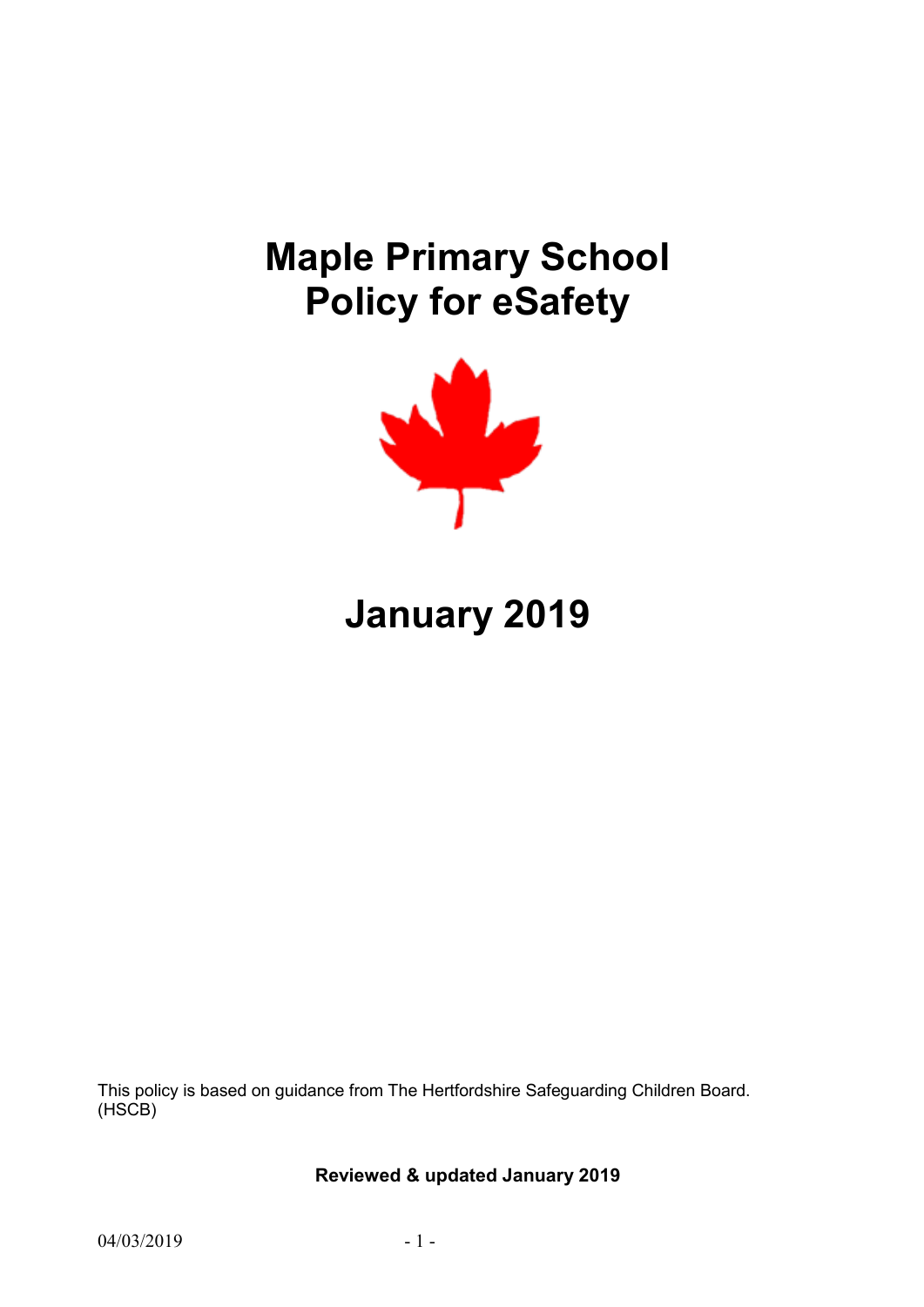# Maple Primary School
# Policy for eSafety

# January 2019

This policy is based on guidance from The Hertfordshire Safeguarding Children Board. (HSCB)

**Reviewed & updated January 2019**

04/03/2019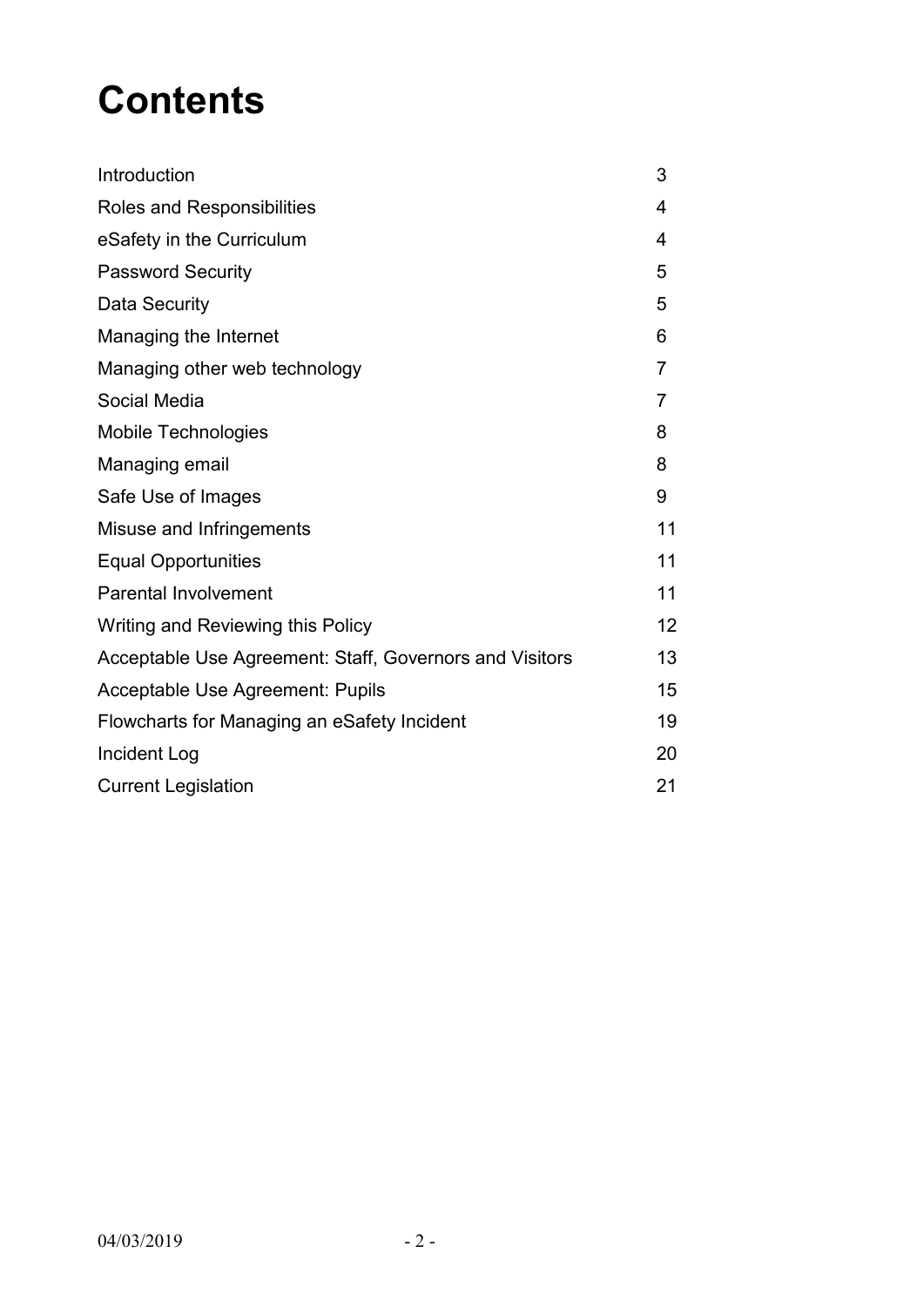# Contents

| | |
|---|---|
| Introduction | 3 |
| Roles and Responsibilities | 4 |
| eSafety in the Curriculum | 4 |
| Password Security | 5 |
| Data Security | 5 |
| Managing the Internet | 6 |
| Managing other web technology | 7 |
| Social Media | 7 |
| Mobile Technologies | 8 |
| Managing email | 8 |
| Safe Use of Images | 9 |
| Misuse and Infringements | 11 |
| Equal Opportunities | 11 |
| Parental Involvement | 11 |
| Writing and Reviewing this Policy | 12 |
| Acceptable Use Agreement: Staff, Governors and Visitors | 13 |
| Acceptable Use Agreement: Pupils | 15 |
| Flowcharts for Managing an eSafety Incident | 19 |
| Incident Log | 20 |
| Current Legislation | 21 |

04/03/2019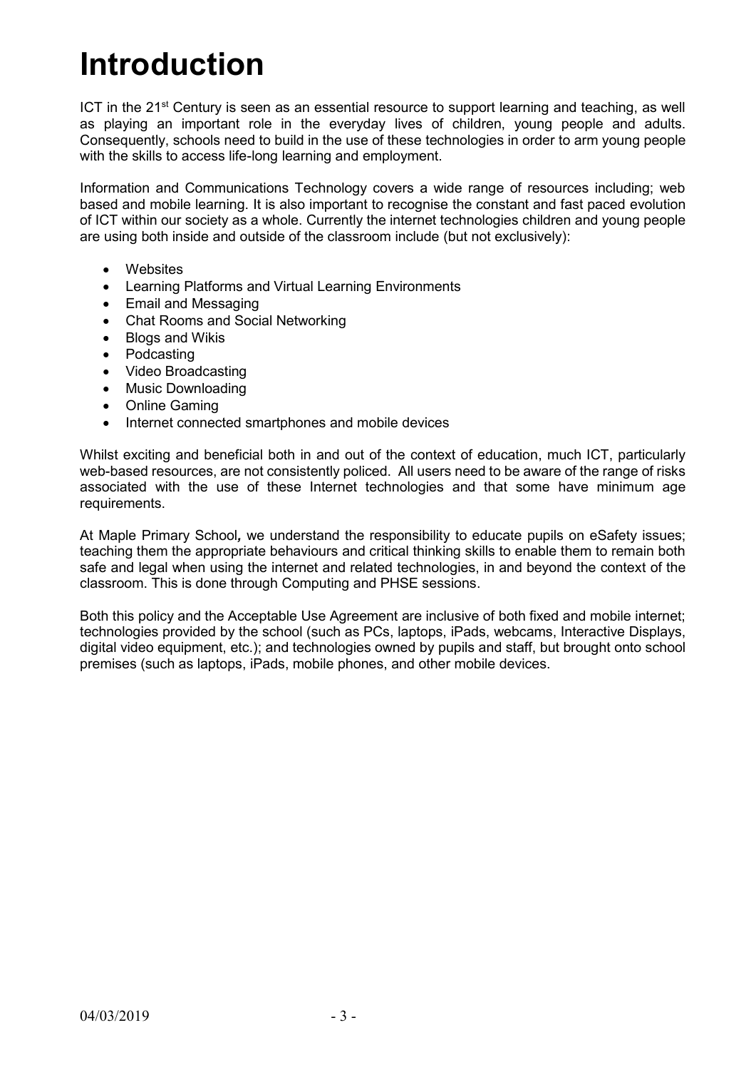# Introduction

ICT in the 21st Century is seen as an essential resource to support learning and teaching, as well as playing an important role in the everyday lives of children, young people and adults. Consequently, schools need to build in the use of these technologies in order to arm young people with the skills to access life-long learning and employment.

Information and Communications Technology covers a wide range of resources including; web based and mobile learning. It is also important to recognise the constant and fast paced evolution of ICT within our society as a whole. Currently the internet technologies children and young people are using both inside and outside of the classroom include (but not exclusively):

- Websites
- Learning Platforms and Virtual Learning Environments
- Email and Messaging
- Chat Rooms and Social Networking
- Blogs and Wikis
- Podcasting
- Video Broadcasting
- Music Downloading
- Online Gaming
- Internet connected smartphones and mobile devices

Whilst exciting and beneficial both in and out of the context of education, much ICT, particularly web-based resources, are not consistently policed. All users need to be aware of the range of risks associated with the use of these Internet technologies and that some have minimum age requirements.

At Maple Primary School*,* we understand the responsibility to educate pupils on eSafety issues; teaching them the appropriate behaviours and critical thinking skills to enable them to remain both safe and legal when using the internet and related technologies, in and beyond the context of the classroom. This is done through Computing and PHSE sessions.

Both this policy and the Acceptable Use Agreement are inclusive of both fixed and mobile internet; technologies provided by the school (such as PCs, laptops, iPads, webcams, Interactive Displays, digital video equipment, etc.); and technologies owned by pupils and staff, but brought onto school premises (such as laptops, iPads, mobile phones, and other mobile devices.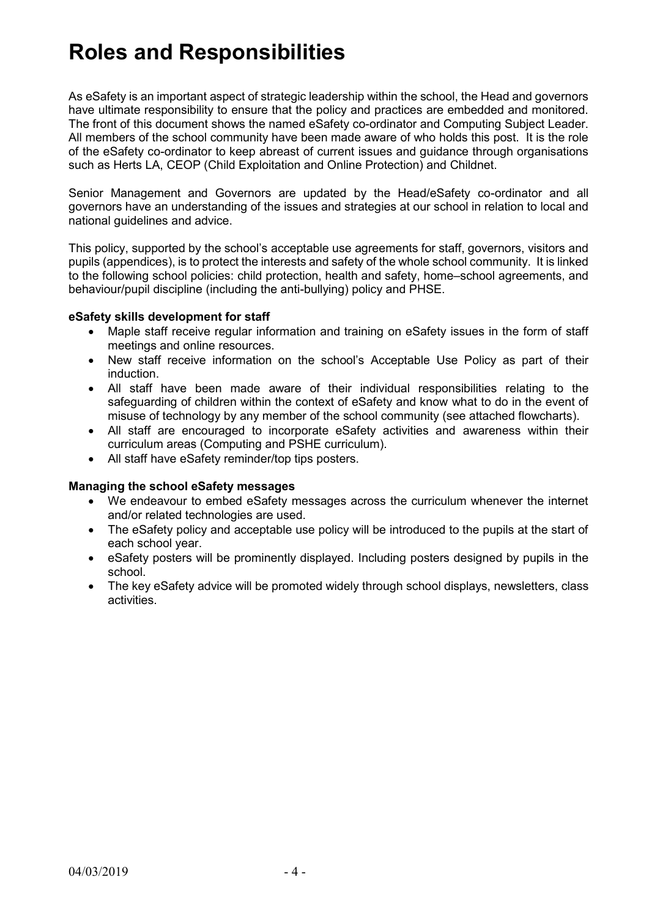# Roles and Responsibilities

As eSafety is an important aspect of strategic leadership within the school, the Head and governors have ultimate responsibility to ensure that the policy and practices are embedded and monitored. The front of this document shows the named eSafety co-ordinator and Computing Subject Leader. All members of the school community have been made aware of who holds this post. It is the role of the eSafety co-ordinator to keep abreast of current issues and guidance through organisations such as Herts LA, CEOP (Child Exploitation and Online Protection) and Childnet.

Senior Management and Governors are updated by the Head/eSafety co-ordinator and all governors have an understanding of the issues and strategies at our school in relation to local and national guidelines and advice.

This policy, supported by the school's acceptable use agreements for staff, governors, visitors and pupils (appendices), is to protect the interests and safety of the whole school community. It is linked to the following school policies: child protection, health and safety, home–school agreements, and behaviour/pupil discipline (including the anti-bullying) policy and PHSE.

**eSafety skills development for staff**

- Maple staff receive regular information and training on eSafety issues in the form of staff meetings and online resources.
- New staff receive information on the school's Acceptable Use Policy as part of their induction.
- All staff have been made aware of their individual responsibilities relating to the safeguarding of children within the context of eSafety and know what to do in the event of misuse of technology by any member of the school community (see attached flowcharts).
- All staff are encouraged to incorporate eSafety activities and awareness within their curriculum areas (Computing and PSHE curriculum).
- All staff have eSafety reminder/top tips posters.

**Managing the school eSafety messages**

- We endeavour to embed eSafety messages across the curriculum whenever the internet and/or related technologies are used.
- The eSafety policy and acceptable use policy will be introduced to the pupils at the start of each school year.
- eSafety posters will be prominently displayed. Including posters designed by pupils in the school.
- The key eSafety advice will be promoted widely through school displays, newsletters, class activities.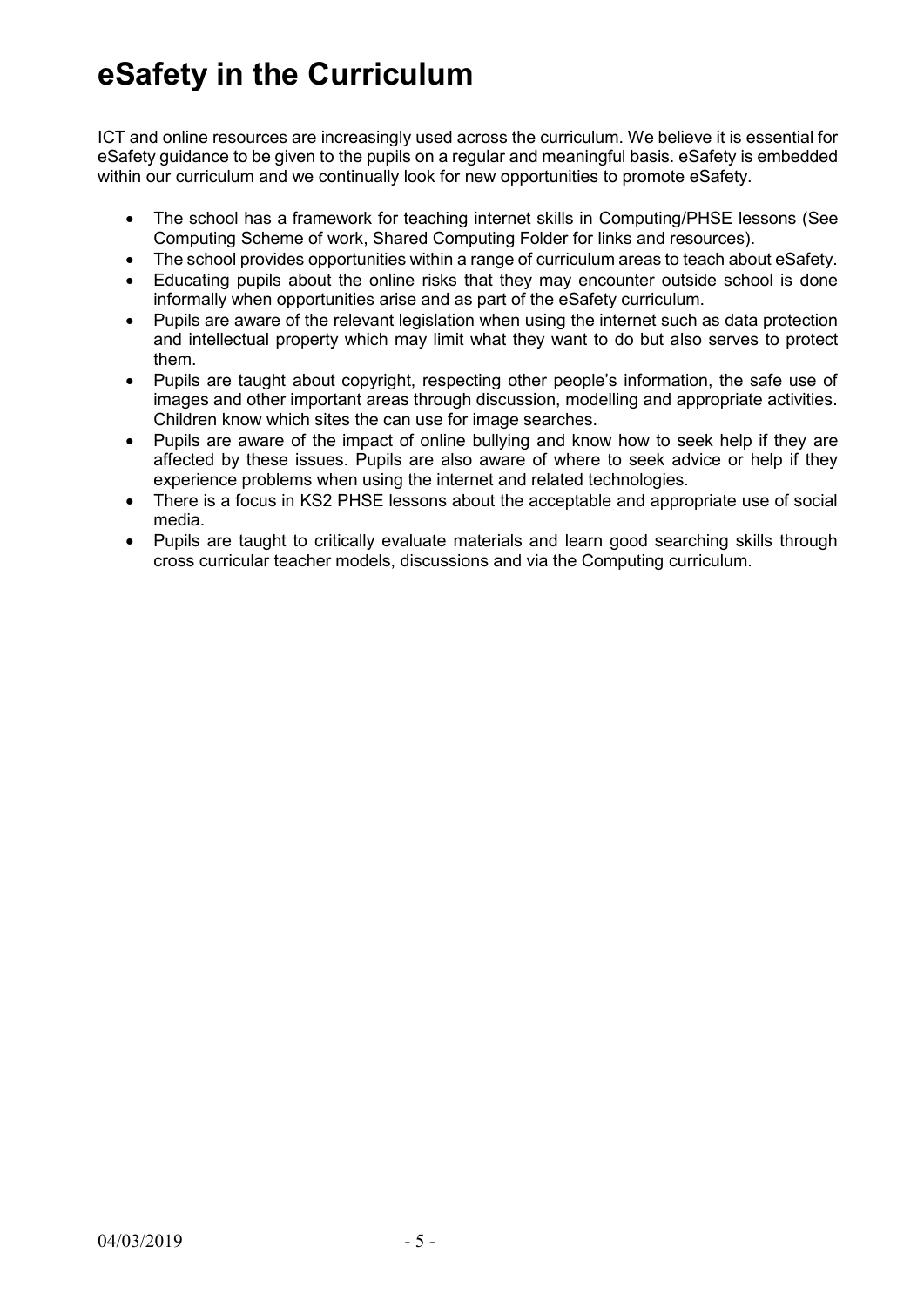# eSafety in the Curriculum

ICT and online resources are increasingly used across the curriculum. We believe it is essential for eSafety guidance to be given to the pupils on a regular and meaningful basis. eSafety is embedded within our curriculum and we continually look for new opportunities to promote eSafety.

- The school has a framework for teaching internet skills in Computing/PHSE lessons (See Computing Scheme of work, Shared Computing Folder for links and resources).
- The school provides opportunities within a range of curriculum areas to teach about eSafety.
- Educating pupils about the online risks that they may encounter outside school is done informally when opportunities arise and as part of the eSafety curriculum.
- Pupils are aware of the relevant legislation when using the internet such as data protection and intellectual property which may limit what they want to do but also serves to protect them.
- Pupils are taught about copyright, respecting other people's information, the safe use of images and other important areas through discussion, modelling and appropriate activities. Children know which sites the can use for image searches.
- Pupils are aware of the impact of online bullying and know how to seek help if they are affected by these issues. Pupils are also aware of where to seek advice or help if they experience problems when using the internet and related technologies.
- There is a focus in KS2 PHSE lessons about the acceptable and appropriate use of social media.
- Pupils are taught to critically evaluate materials and learn good searching skills through cross curricular teacher models, discussions and via the Computing curriculum.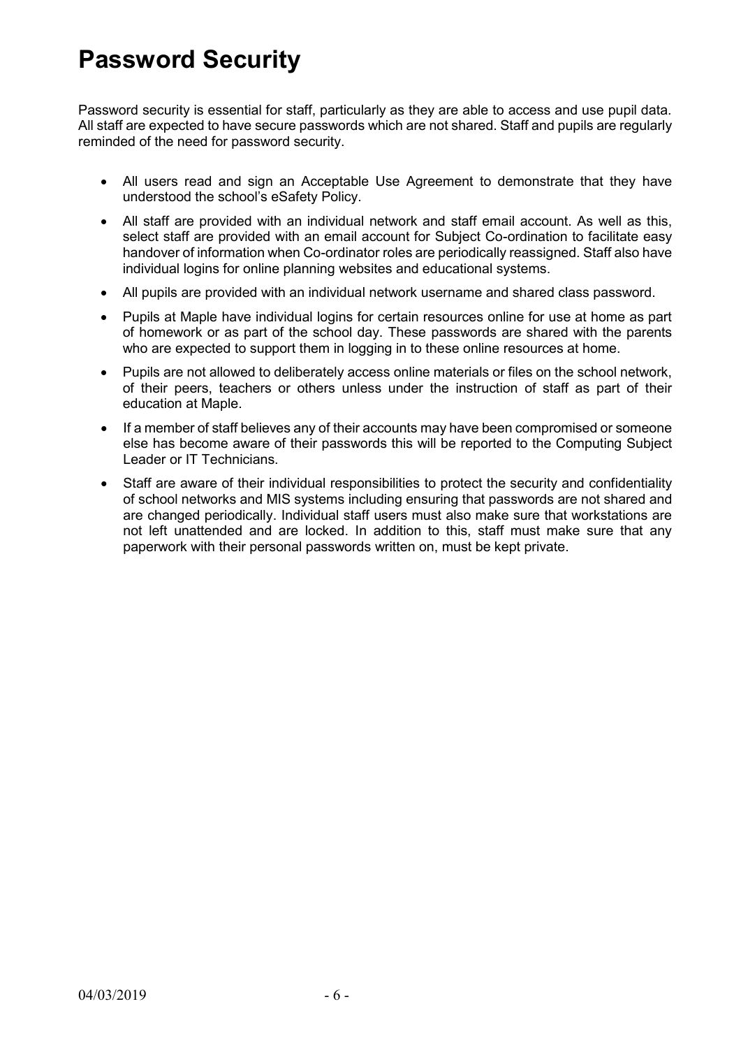# Password Security

Password security is essential for staff, particularly as they are able to access and use pupil data. All staff are expected to have secure passwords which are not shared. Staff and pupils are regularly reminded of the need for password security.

- All users read and sign an Acceptable Use Agreement to demonstrate that they have understood the school's eSafety Policy.
- All staff are provided with an individual network and staff email account. As well as this, select staff are provided with an email account for Subject Co-ordination to facilitate easy handover of information when Co-ordinator roles are periodically reassigned. Staff also have individual logins for online planning websites and educational systems.
- All pupils are provided with an individual network username and shared class password.
- Pupils at Maple have individual logins for certain resources online for use at home as part of homework or as part of the school day. These passwords are shared with the parents who are expected to support them in logging in to these online resources at home.
- Pupils are not allowed to deliberately access online materials or files on the school network, of their peers, teachers or others unless under the instruction of staff as part of their education at Maple.
- If a member of staff believes any of their accounts may have been compromised or someone else has become aware of their passwords this will be reported to the Computing Subject Leader or IT Technicians.
- Staff are aware of their individual responsibilities to protect the security and confidentiality of school networks and MIS systems including ensuring that passwords are not shared and are changed periodically. Individual staff users must also make sure that workstations are not left unattended and are locked. In addition to this, staff must make sure that any paperwork with their personal passwords written on, must be kept private.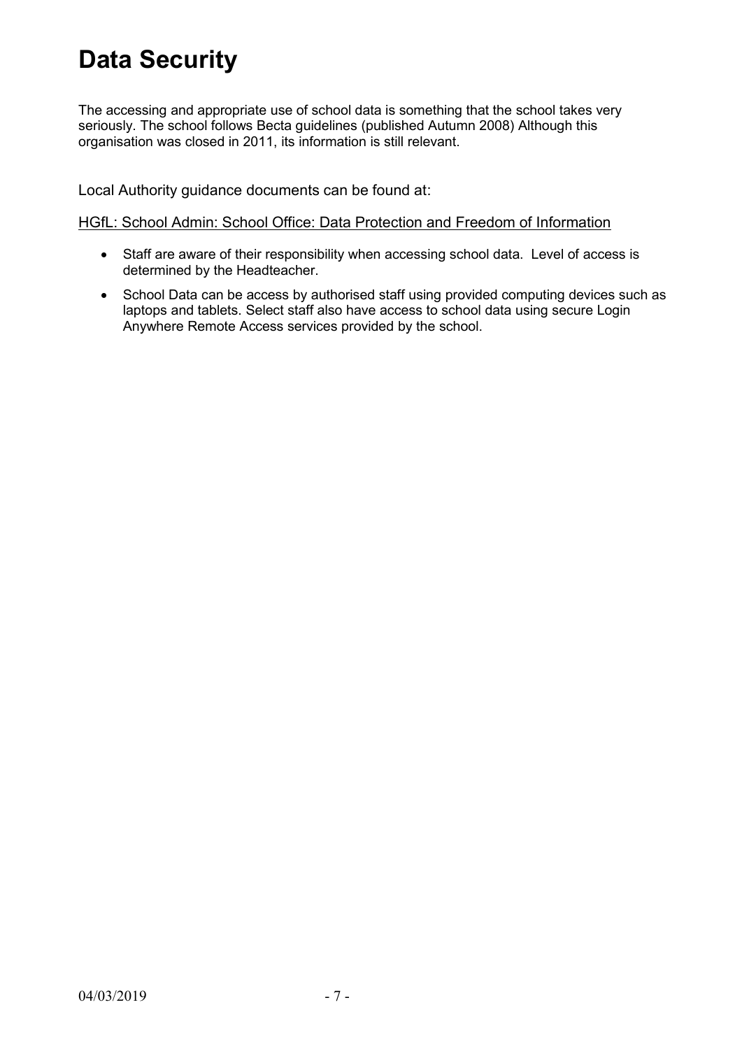# Data Security

The accessing and appropriate use of school data is something that the school takes very seriously. The school follows Becta guidelines (published Autumn 2008) Although this organisation was closed in 2011, its information is still relevant.

Local Authority guidance documents can be found at:

HGfL: School Admin: School Office: Data Protection and Freedom of Information

- Staff are aware of their responsibility when accessing school data. Level of access is determined by the Headteacher.
- School Data can be access by authorised staff using provided computing devices such as laptops and tablets. Select staff also have access to school data using secure Login Anywhere Remote Access services provided by the school.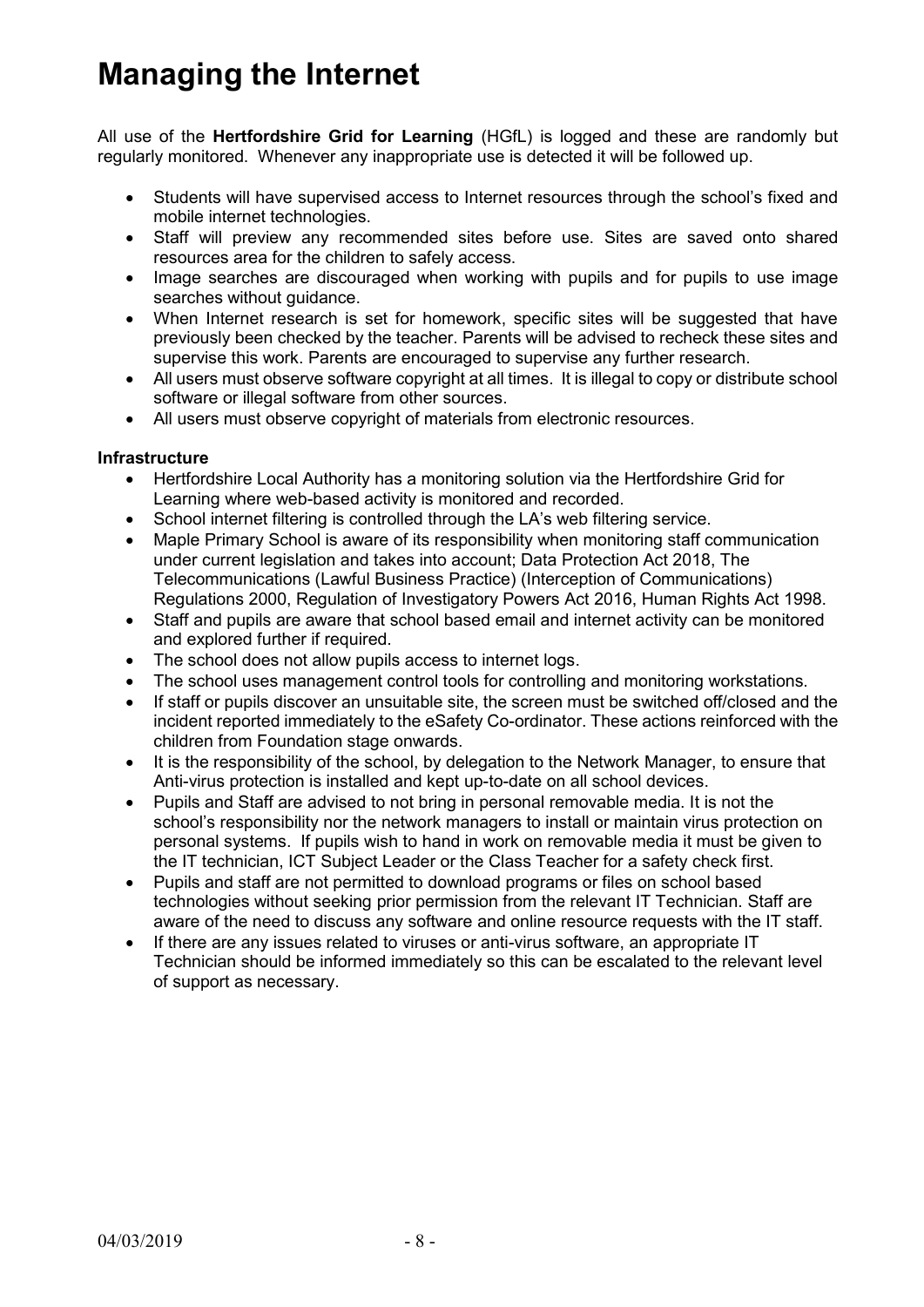# Managing the Internet

All use of the **Hertfordshire Grid for Learning** (HGfL) is logged and these are randomly but regularly monitored. Whenever any inappropriate use is detected it will be followed up.

- Students will have supervised access to Internet resources through the school's fixed and mobile internet technologies.
- Staff will preview any recommended sites before use. Sites are saved onto shared resources area for the children to safely access.
- Image searches are discouraged when working with pupils and for pupils to use image searches without guidance.
- When Internet research is set for homework, specific sites will be suggested that have previously been checked by the teacher. Parents will be advised to recheck these sites and supervise this work. Parents are encouraged to supervise any further research.
- All users must observe software copyright at all times. It is illegal to copy or distribute school software or illegal software from other sources.
- All users must observe copyright of materials from electronic resources.

**Infrastructure**

- Hertfordshire Local Authority has a monitoring solution via the Hertfordshire Grid for Learning where web-based activity is monitored and recorded.
- School internet filtering is controlled through the LA's web filtering service.
- Maple Primary School is aware of its responsibility when monitoring staff communication under current legislation and takes into account; Data Protection Act 2018, The Telecommunications (Lawful Business Practice) (Interception of Communications) Regulations 2000, Regulation of Investigatory Powers Act 2016, Human Rights Act 1998.
- Staff and pupils are aware that school based email and internet activity can be monitored and explored further if required.
- The school does not allow pupils access to internet logs.
- The school uses management control tools for controlling and monitoring workstations.
- If staff or pupils discover an unsuitable site, the screen must be switched off/closed and the incident reported immediately to the eSafety Co-ordinator. These actions reinforced with the children from Foundation stage onwards.
- It is the responsibility of the school, by delegation to the Network Manager, to ensure that Anti-virus protection is installed and kept up-to-date on all school devices.
- Pupils and Staff are advised to not bring in personal removable media. It is not the school's responsibility nor the network managers to install or maintain virus protection on personal systems. If pupils wish to hand in work on removable media it must be given to the IT technician, ICT Subject Leader or the Class Teacher for a safety check first.
- Pupils and staff are not permitted to download programs or files on school based technologies without seeking prior permission from the relevant IT Technician. Staff are aware of the need to discuss any software and online resource requests with the IT staff.
- If there are any issues related to viruses or anti-virus software, an appropriate IT Technician should be informed immediately so this can be escalated to the relevant level of support as necessary.

04/03/2019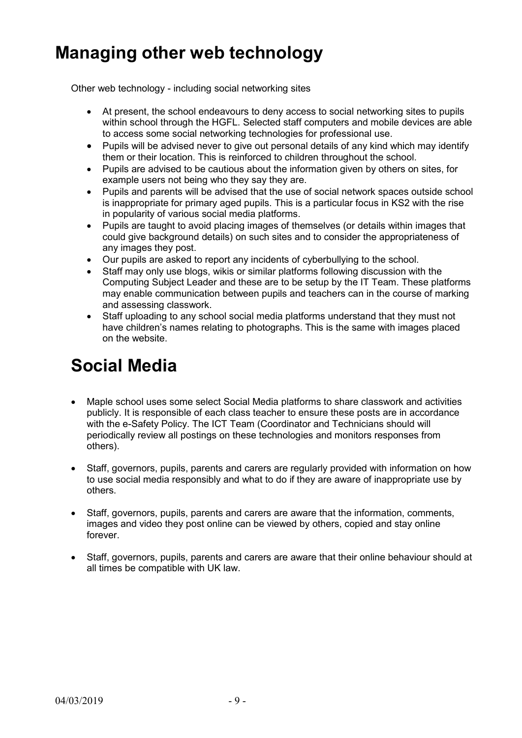# Managing other web technology

Other web technology - including social networking sites

- At present, the school endeavours to deny access to social networking sites to pupils within school through the HGFL. Selected staff computers and mobile devices are able to access some social networking technologies for professional use.
- Pupils will be advised never to give out personal details of any kind which may identify them or their location. This is reinforced to children throughout the school.
- Pupils are advised to be cautious about the information given by others on sites, for example users not being who they say they are.
- Pupils and parents will be advised that the use of social network spaces outside school is inappropriate for primary aged pupils. This is a particular focus in KS2 with the rise in popularity of various social media platforms.
- Pupils are taught to avoid placing images of themselves (or details within images that could give background details) on such sites and to consider the appropriateness of any images they post.
- Our pupils are asked to report any incidents of cyberbullying to the school.
- Staff may only use blogs, wikis or similar platforms following discussion with the Computing Subject Leader and these are to be setup by the IT Team. These platforms may enable communication between pupils and teachers can in the course of marking and assessing classwork.
- Staff uploading to any school social media platforms understand that they must not have children's names relating to photographs. This is the same with images placed on the website.

# Social Media

- Maple school uses some select Social Media platforms to share classwork and activities publicly. It is responsible of each class teacher to ensure these posts are in accordance with the e-Safety Policy. The ICT Team (Coordinator and Technicians should will periodically review all postings on these technologies and monitors responses from others).

- Staff, governors, pupils, parents and carers are regularly provided with information on how to use social media responsibly and what to do if they are aware of inappropriate use by others.

- Staff, governors, pupils, parents and carers are aware that the information, comments, images and video they post online can be viewed by others, copied and stay online forever.

- Staff, governors, pupils, parents and carers are aware that their online behaviour should at all times be compatible with UK law.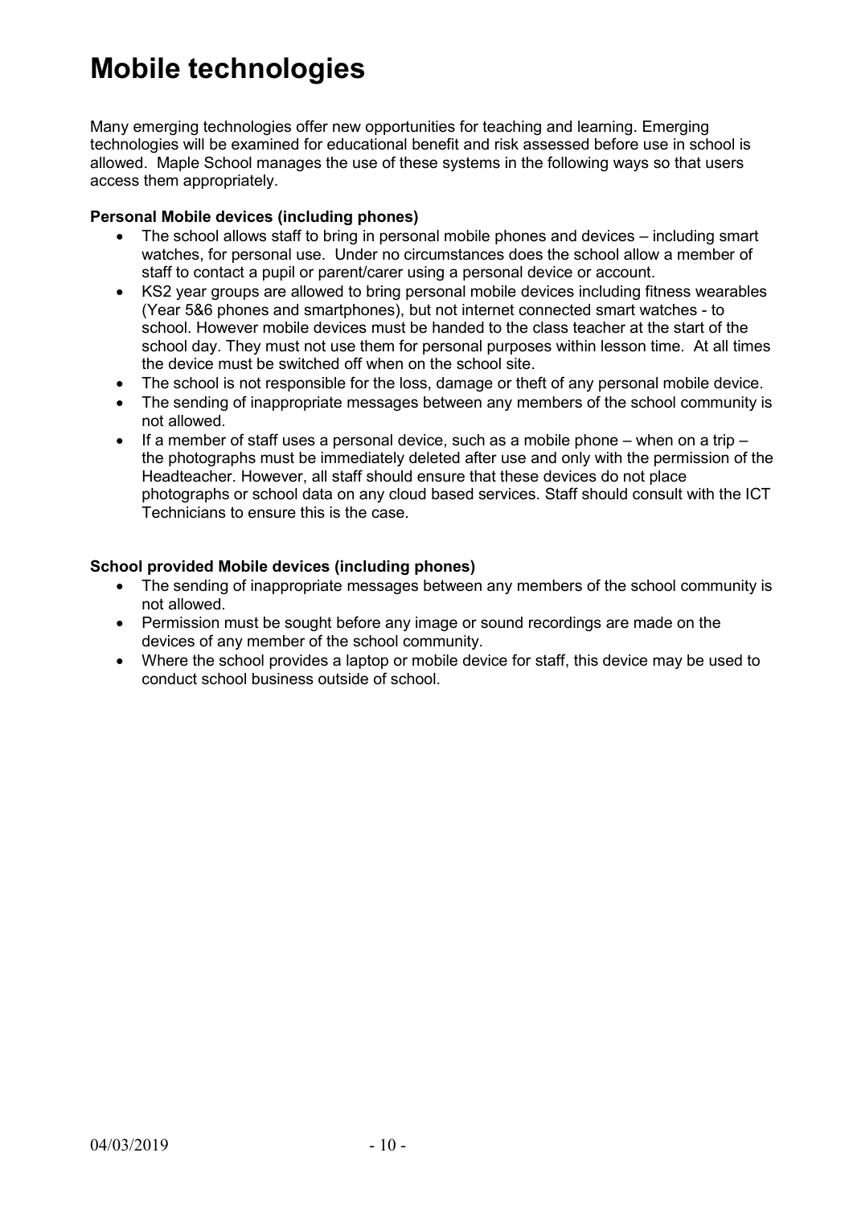# Mobile technologies

Many emerging technologies offer new opportunities for teaching and learning. Emerging technologies will be examined for educational benefit and risk assessed before use in school is allowed. Maple School manages the use of these systems in the following ways so that users access them appropriately.

**Personal Mobile devices (including phones)**

- The school allows staff to bring in personal mobile phones and devices – including smart watches, for personal use. Under no circumstances does the school allow a member of staff to contact a pupil or parent/carer using a personal device or account.
- KS2 year groups are allowed to bring personal mobile devices including fitness wearables (Year 5&6 phones and smartphones), but not internet connected smart watches - to school. However mobile devices must be handed to the class teacher at the start of the school day. They must not use them for personal purposes within lesson time. At all times the device must be switched off when on the school site.
- The school is not responsible for the loss, damage or theft of any personal mobile device.
- The sending of inappropriate messages between any members of the school community is not allowed.
- If a member of staff uses a personal device, such as a mobile phone – when on a trip – the photographs must be immediately deleted after use and only with the permission of the Headteacher. However, all staff should ensure that these devices do not place photographs or school data on any cloud based services. Staff should consult with the ICT Technicians to ensure this is the case.

**School provided Mobile devices (including phones)**

- The sending of inappropriate messages between any members of the school community is not allowed.
- Permission must be sought before any image or sound recordings are made on the devices of any member of the school community.
- Where the school provides a laptop or mobile device for staff, this device may be used to conduct school business outside of school.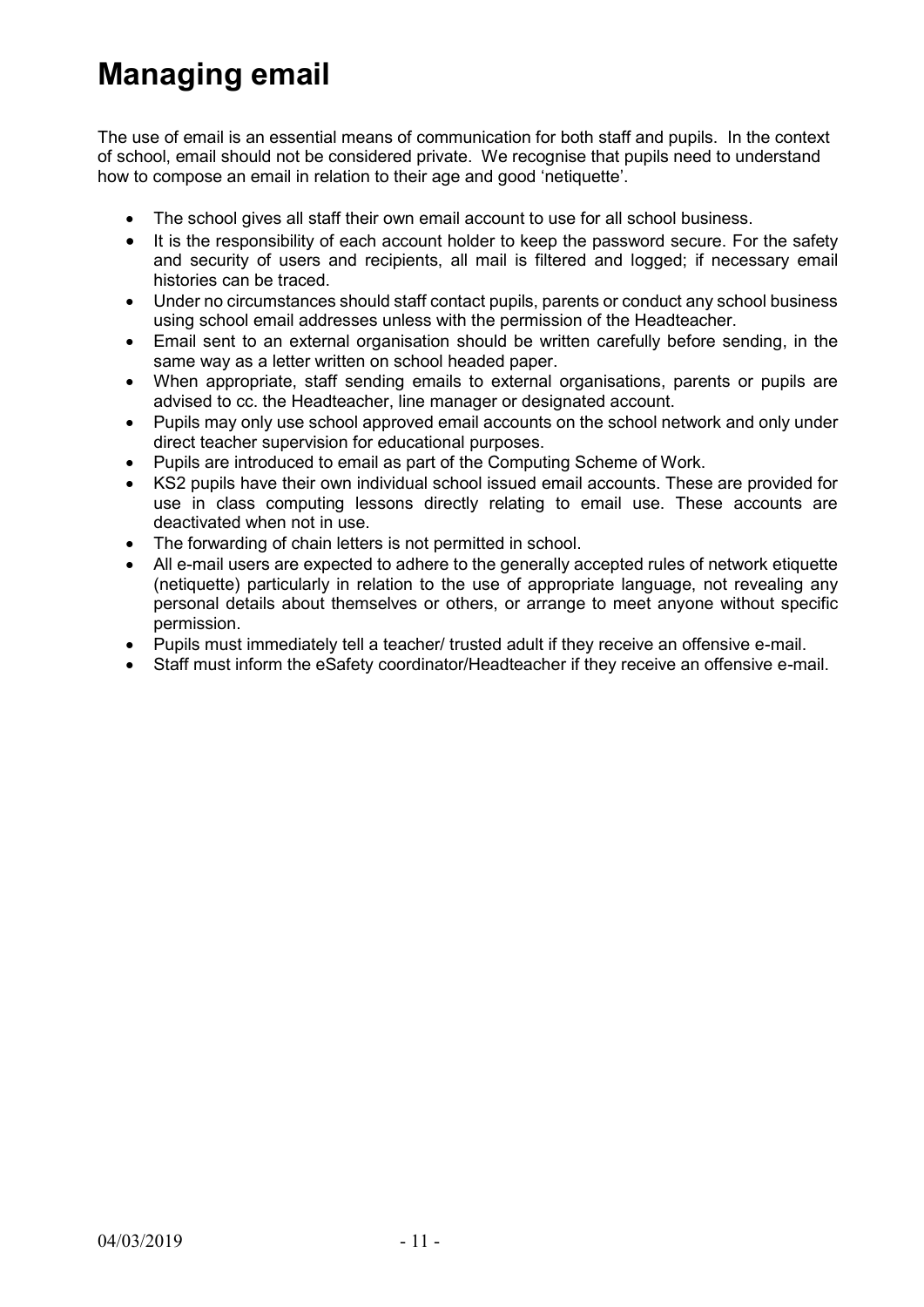# Managing email

The use of email is an essential means of communication for both staff and pupils. In the context of school, email should not be considered private. We recognise that pupils need to understand how to compose an email in relation to their age and good 'netiquette'.

- The school gives all staff their own email account to use for all school business.
- It is the responsibility of each account holder to keep the password secure. For the safety and security of users and recipients, all mail is filtered and logged; if necessary email histories can be traced.
- Under no circumstances should staff contact pupils, parents or conduct any school business using school email addresses unless with the permission of the Headteacher.
- Email sent to an external organisation should be written carefully before sending, in the same way as a letter written on school headed paper.
- When appropriate, staff sending emails to external organisations, parents or pupils are advised to cc. the Headteacher, line manager or designated account.
- Pupils may only use school approved email accounts on the school network and only under direct teacher supervision for educational purposes.
- Pupils are introduced to email as part of the Computing Scheme of Work.
- KS2 pupils have their own individual school issued email accounts. These are provided for use in class computing lessons directly relating to email use. These accounts are deactivated when not in use.
- The forwarding of chain letters is not permitted in school.
- All e-mail users are expected to adhere to the generally accepted rules of network etiquette (netiquette) particularly in relation to the use of appropriate language, not revealing any personal details about themselves or others, or arrange to meet anyone without specific permission.
- Pupils must immediately tell a teacher/ trusted adult if they receive an offensive e-mail.
- Staff must inform the eSafety coordinator/Headteacher if they receive an offensive e-mail.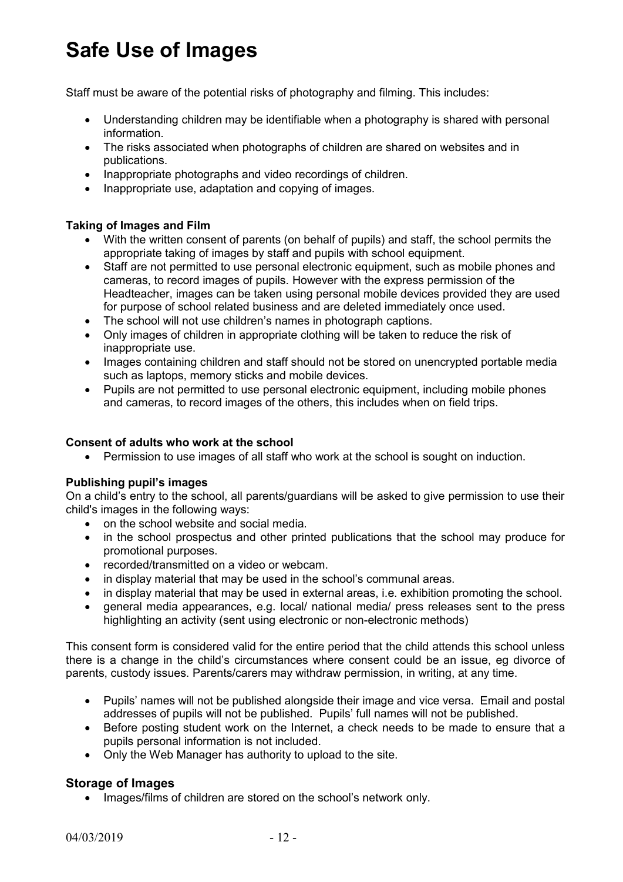# Safe Use of Images

Staff must be aware of the potential risks of photography and filming. This includes:

- Understanding children may be identifiable when a photography is shared with personal information.
- The risks associated when photographs of children are shared on websites and in publications.
- Inappropriate photographs and video recordings of children.
- Inappropriate use, adaptation and copying of images.

**Taking of Images and Film**

- With the written consent of parents (on behalf of pupils) and staff, the school permits the appropriate taking of images by staff and pupils with school equipment.
- Staff are not permitted to use personal electronic equipment, such as mobile phones and cameras, to record images of pupils. However with the express permission of the Headteacher, images can be taken using personal mobile devices provided they are used for purpose of school related business and are deleted immediately once used.
- The school will not use children's names in photograph captions.
- Only images of children in appropriate clothing will be taken to reduce the risk of inappropriate use.
- Images containing children and staff should not be stored on unencrypted portable media such as laptops, memory sticks and mobile devices.
- Pupils are not permitted to use personal electronic equipment, including mobile phones and cameras, to record images of the others, this includes when on field trips.

**Consent of adults who work at the school**

- Permission to use images of all staff who work at the school is sought on induction.

**Publishing pupil's images**

On a child's entry to the school, all parents/guardians will be asked to give permission to use their child's images in the following ways:

- on the school website and social media.
- in the school prospectus and other printed publications that the school may produce for promotional purposes.
- recorded/transmitted on a video or webcam.
- in display material that may be used in the school's communal areas.
- in display material that may be used in external areas, i.e. exhibition promoting the school.
- general media appearances, e.g. local/ national media/ press releases sent to the press highlighting an activity (sent using electronic or non-electronic methods)

This consent form is considered valid for the entire period that the child attends this school unless there is a change in the child's circumstances where consent could be an issue, eg divorce of parents, custody issues. Parents/carers may withdraw permission, in writing, at any time.

- Pupils' names will not be published alongside their image and vice versa. Email and postal addresses of pupils will not be published. Pupils' full names will not be published.
- Before posting student work on the Internet, a check needs to be made to ensure that a pupils personal information is not included.
- Only the Web Manager has authority to upload to the site.

## Storage of Images

- Images/films of children are stored on the school's network only.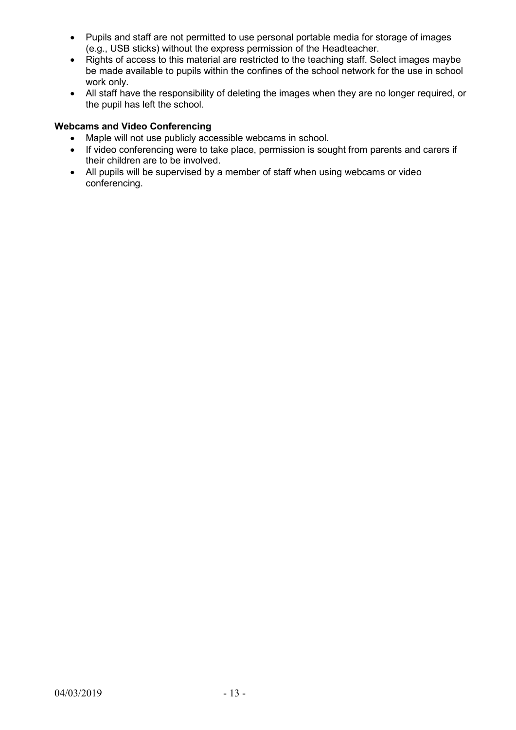- Pupils and staff are not permitted to use personal portable media for storage of images (e.g., USB sticks) without the express permission of the Headteacher.
- Rights of access to this material are restricted to the teaching staff. Select images maybe be made available to pupils within the confines of the school network for the use in school work only.
- All staff have the responsibility of deleting the images when they are no longer required, or the pupil has left the school.

**Webcams and Video Conferencing**

- Maple will not use publicly accessible webcams in school.
- If video conferencing were to take place, permission is sought from parents and carers if their children are to be involved.
- All pupils will be supervised by a member of staff when using webcams or video conferencing.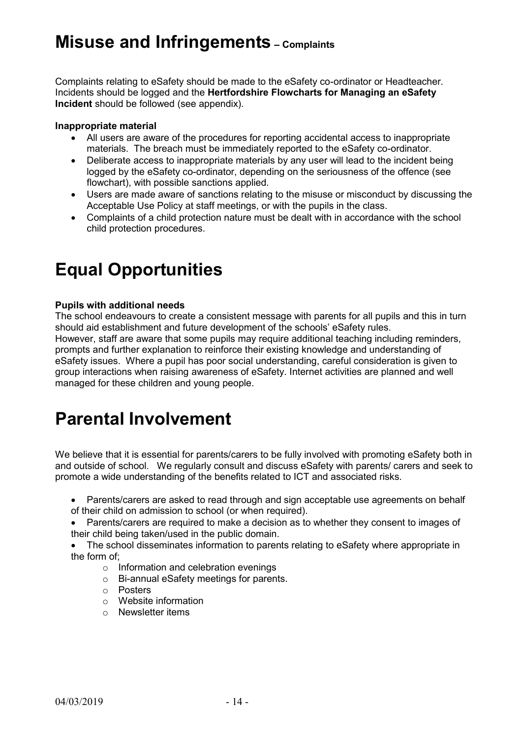# Misuse and Infringements – Complaints

Complaints relating to eSafety should be made to the eSafety co-ordinator or Headteacher. Incidents should be logged and the **Hertfordshire Flowcharts for Managing an eSafety Incident** should be followed (see appendix).

**Inappropriate material**

- All users are aware of the procedures for reporting accidental access to inappropriate materials. The breach must be immediately reported to the eSafety co-ordinator.
- Deliberate access to inappropriate materials by any user will lead to the incident being logged by the eSafety co-ordinator, depending on the seriousness of the offence (see flowchart), with possible sanctions applied.
- Users are made aware of sanctions relating to the misuse or misconduct by discussing the Acceptable Use Policy at staff meetings, or with the pupils in the class.
- Complaints of a child protection nature must be dealt with in accordance with the school child protection procedures.

# Equal Opportunities

**Pupils with additional needs**

The school endeavours to create a consistent message with parents for all pupils and this in turn should aid establishment and future development of the schools' eSafety rules.
However, staff are aware that some pupils may require additional teaching including reminders, prompts and further explanation to reinforce their existing knowledge and understanding of eSafety issues. Where a pupil has poor social understanding, careful consideration is given to group interactions when raising awareness of eSafety. Internet activities are planned and well managed for these children and young people.

# Parental Involvement

We believe that it is essential for parents/carers to be fully involved with promoting eSafety both in and outside of school. We regularly consult and discuss eSafety with parents/ carers and seek to promote a wide understanding of the benefits related to ICT and associated risks.

- Parents/carers are asked to read through and sign acceptable use agreements on behalf of their child on admission to school (or when required).
- Parents/carers are required to make a decision as to whether they consent to images of their child being taken/used in the public domain.
- The school disseminates information to parents relating to eSafety where appropriate in the form of;
    - Information and celebration evenings
    - Bi-annual eSafety meetings for parents.
    - Posters
    - Website information
    - Newsletter items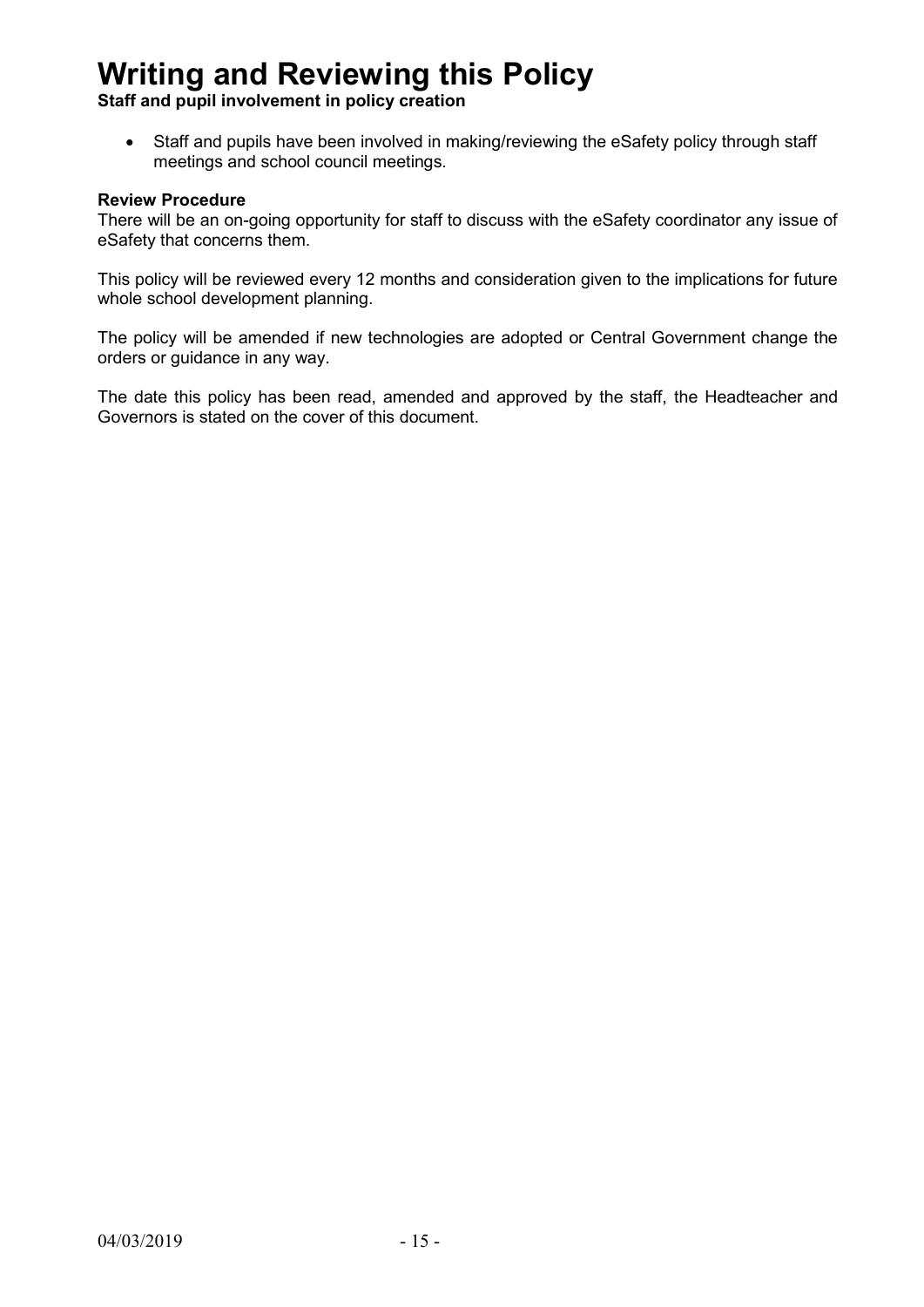# Writing and Reviewing this Policy

**Staff and pupil involvement in policy creation**

- Staff and pupils have been involved in making/reviewing the eSafety policy through staff meetings and school council meetings.

**Review Procedure**

There will be an on-going opportunity for staff to discuss with the eSafety coordinator any issue of eSafety that concerns them.

This policy will be reviewed every 12 months and consideration given to the implications for future whole school development planning.

The policy will be amended if new technologies are adopted or Central Government change the orders or guidance in any way.

The date this policy has been read, amended and approved by the staff, the Headteacher and Governors is stated on the cover of this document.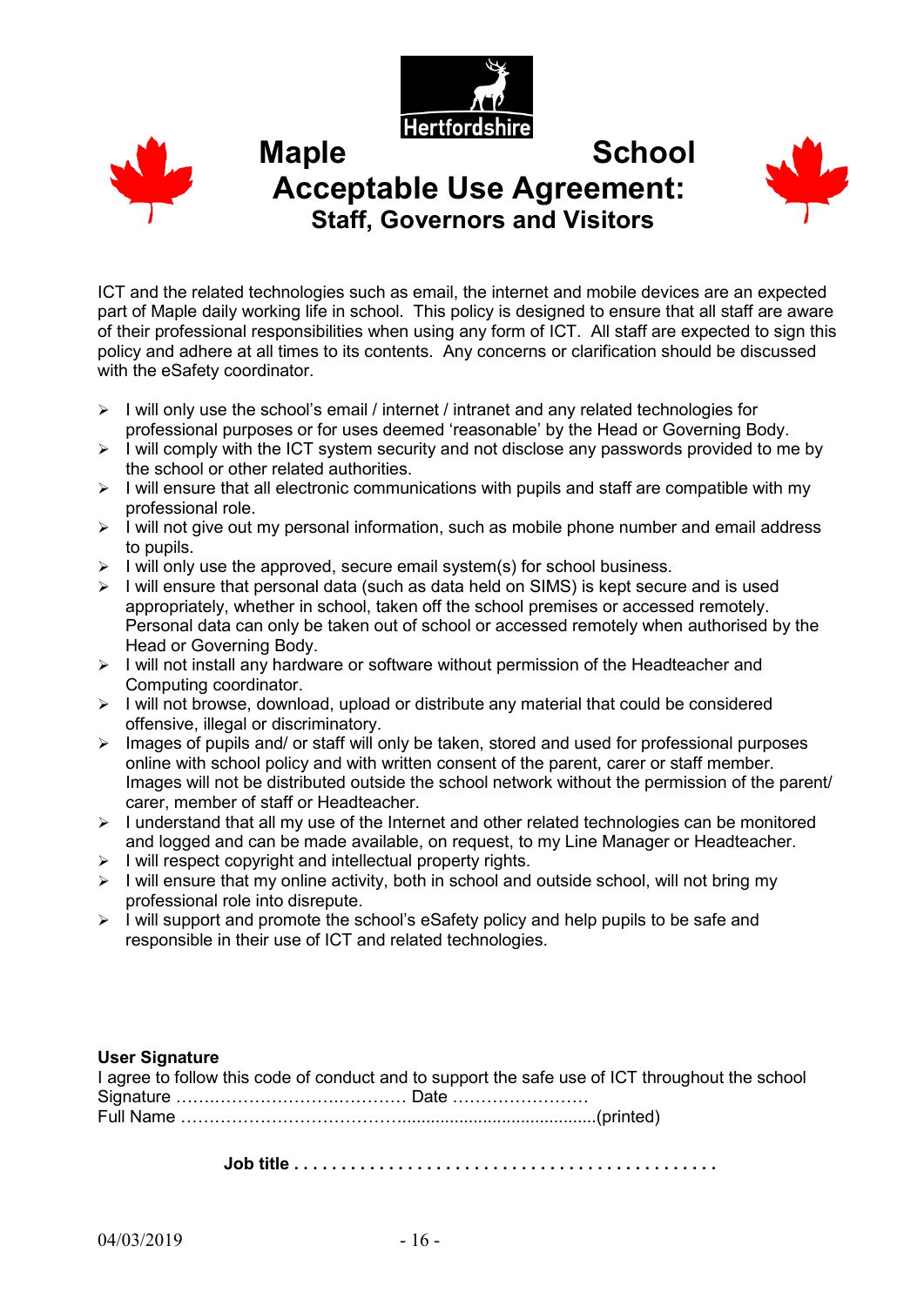# Maple School
# Acceptable Use Agreement:
## Staff, Governors and Visitors

ICT and the related technologies such as email, the internet and mobile devices are an expected part of Maple daily working life in school. This policy is designed to ensure that all staff are aware of their professional responsibilities when using any form of ICT. All staff are expected to sign this policy and adhere at all times to its contents. Any concerns or clarification should be discussed with the eSafety coordinator.

- I will only use the school's email / internet / intranet and any related technologies for professional purposes or for uses deemed 'reasonable' by the Head or Governing Body.
- I will comply with the ICT system security and not disclose any passwords provided to me by the school or other related authorities.
- I will ensure that all electronic communications with pupils and staff are compatible with my professional role.
- I will not give out my personal information, such as mobile phone number and email address to pupils.
- I will only use the approved, secure email system(s) for school business.
- I will ensure that personal data (such as data held on SIMS) is kept secure and is used appropriately, whether in school, taken off the school premises or accessed remotely. Personal data can only be taken out of school or accessed remotely when authorised by the Head or Governing Body.
- I will not install any hardware or software without permission of the Headteacher and Computing coordinator.
- I will not browse, download, upload or distribute any material that could be considered offensive, illegal or discriminatory.
- Images of pupils and/ or staff will only be taken, stored and used for professional purposes online with school policy and with written consent of the parent, carer or staff member. Images will not be distributed outside the school network without the permission of the parent/ carer, member of staff or Headteacher.
- I understand that all my use of the Internet and other related technologies can be monitored and logged and can be made available, on request, to my Line Manager or Headteacher.
- I will respect copyright and intellectual property rights.
- I will ensure that my online activity, both in school and outside school, will not bring my professional role into disrepute.
- I will support and promote the school's eSafety policy and help pupils to be safe and responsible in their use of ICT and related technologies.

**User Signature**

I agree to follow this code of conduct and to support the safe use of ICT throughout the school

Signature …………………………………… Date ……………………

Full Name …………………………………………………………………(printed)

**Job title . . . . . . . . . . . . . . . . . . . . . . . . . . . . . . . . . . . . . . . . . . . . .**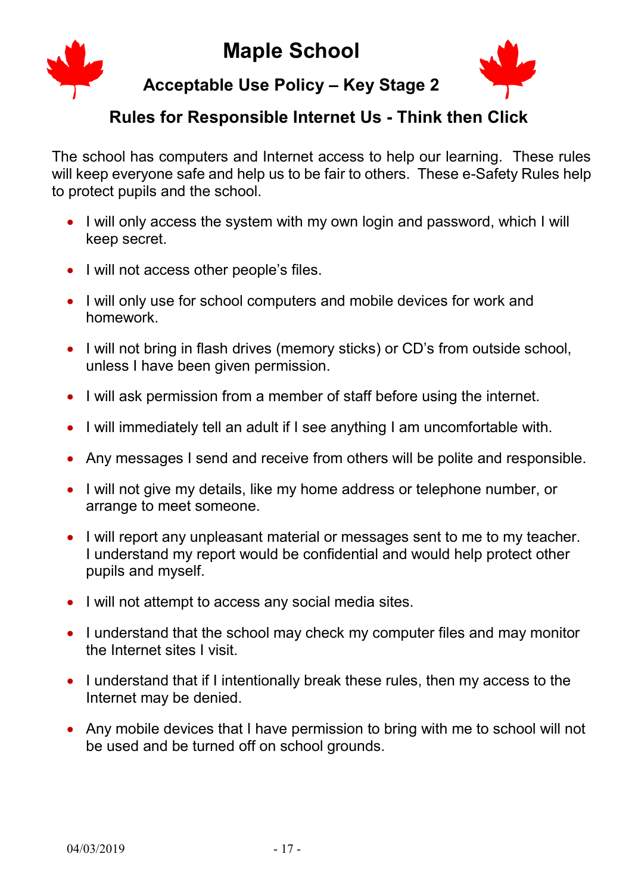# Maple School

## Acceptable Use Policy – Key Stage 2

### Rules for Responsible Internet Us - Think then Click

The school has computers and Internet access to help our learning. These rules will keep everyone safe and help us to be fair to others. These e-Safety Rules help to protect pupils and the school.

- I will only access the system with my own login and password, which I will keep secret.
- I will not access other people's files.
- I will only use for school computers and mobile devices for work and homework.
- I will not bring in flash drives (memory sticks) or CD's from outside school, unless I have been given permission.
- I will ask permission from a member of staff before using the internet.
- I will immediately tell an adult if I see anything I am uncomfortable with.
- Any messages I send and receive from others will be polite and responsible.
- I will not give my details, like my home address or telephone number, or arrange to meet someone.
- I will report any unpleasant material or messages sent to me to my teacher. I understand my report would be confidential and would help protect other pupils and myself.
- I will not attempt to access any social media sites.
- I understand that the school may check my computer files and may monitor the Internet sites I visit.
- I understand that if I intentionally break these rules, then my access to the Internet may be denied.
- Any mobile devices that I have permission to bring with me to school will not be used and be turned off on school grounds.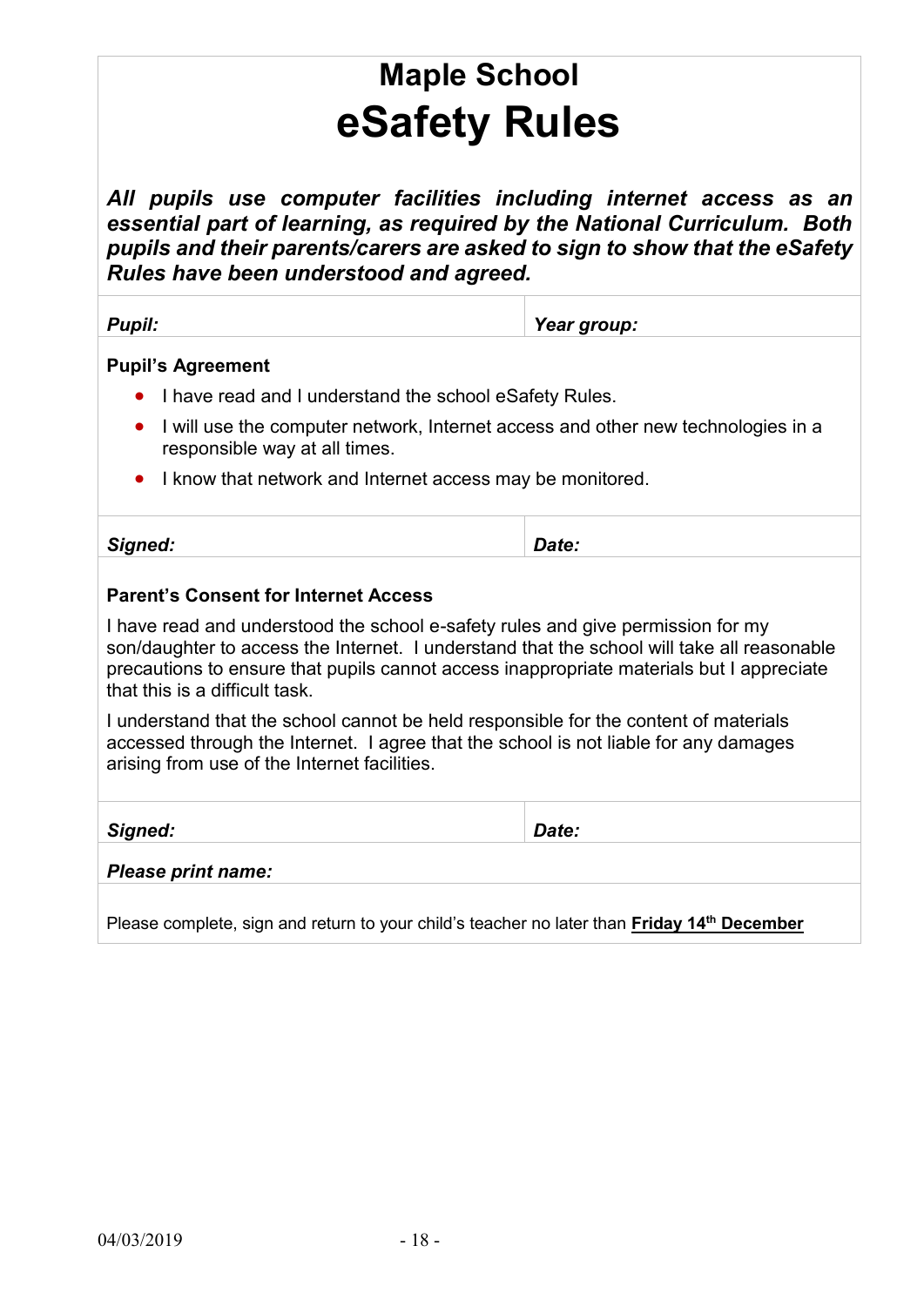# Maple School

# eSafety Rules

***All pupils use computer facilities including internet access as an essential part of learning, as required by the National Curriculum. Both pupils and their parents/carers are asked to sign to show that the eSafety Rules have been understood and agreed.***

| ***Pupil:*** | ***Year group:*** |
|---|---|

**Pupil's Agreement**

- I have read and I understand the school eSafety Rules.
- I will use the computer network, Internet access and other new technologies in a responsible way at all times.
- I know that network and Internet access may be monitored.

| ***Signed:*** | ***Date:*** |
|---|---|

**Parent's Consent for Internet Access**

I have read and understood the school e-safety rules and give permission for my son/daughter to access the Internet. I understand that the school will take all reasonable precautions to ensure that pupils cannot access inappropriate materials but I appreciate that this is a difficult task.

I understand that the school cannot be held responsible for the content of materials accessed through the Internet. I agree that the school is not liable for any damages arising from use of the Internet facilities.

| ***Signed:*** | ***Date:*** |
|---|---|

***Please print name:***

Please complete, sign and return to your child's teacher no later than **Friday 14th December**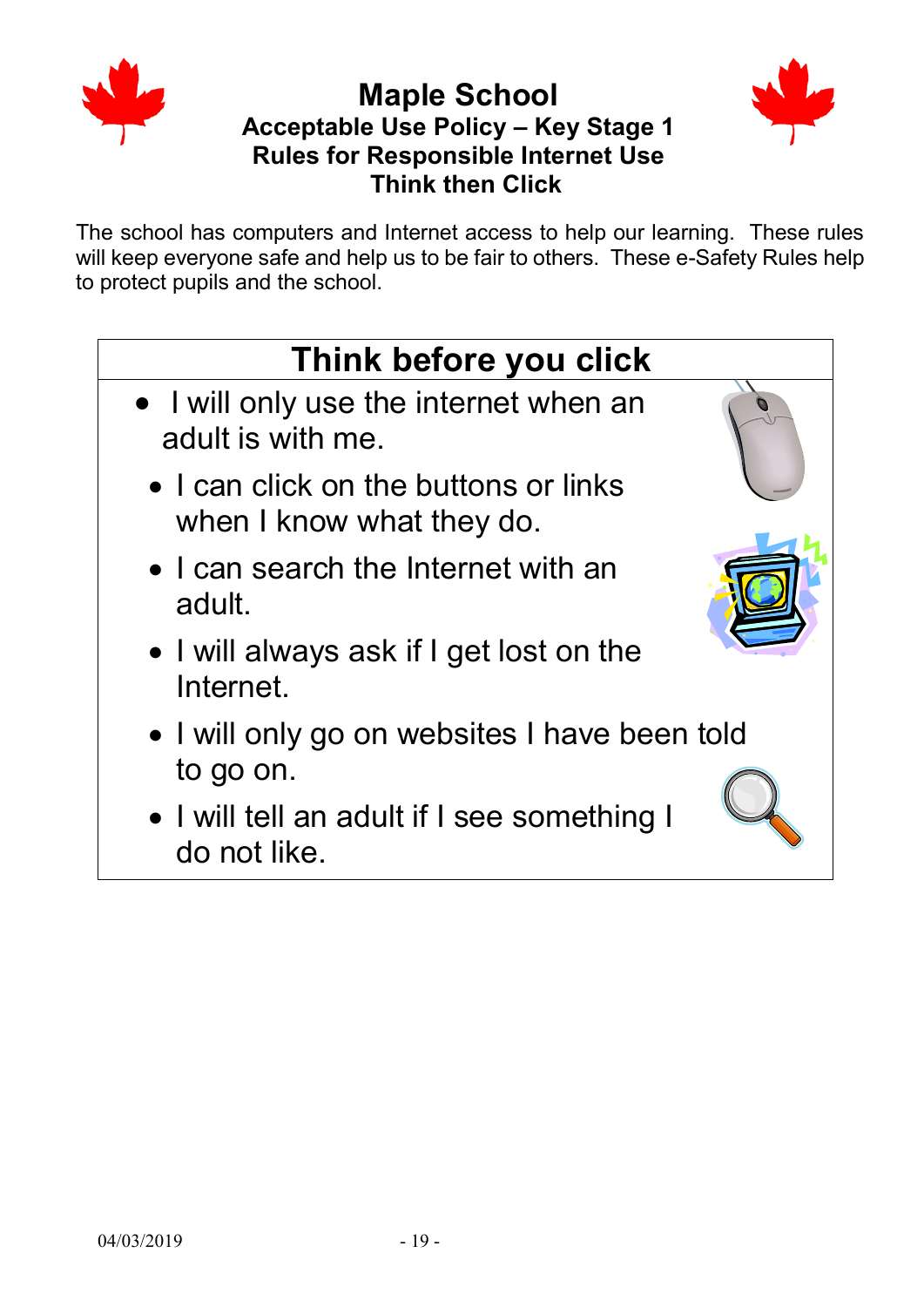# Maple School

### Acceptable Use Policy – Key Stage 1
### Rules for Responsible Internet Use
### Think then Click

The school has computers and Internet access to help our learning. These rules will keep everyone safe and help us to be fair to others. These e-Safety Rules help to protect pupils and the school.

## Think before you click

- I will only use the internet when an adult is with me.
- I can click on the buttons or links when I know what they do.
- I can search the Internet with an adult.
- I will always ask if I get lost on the Internet.
- I will only go on websites I have been told to go on.
- I will tell an adult if I see something I do not like.

04/03/2019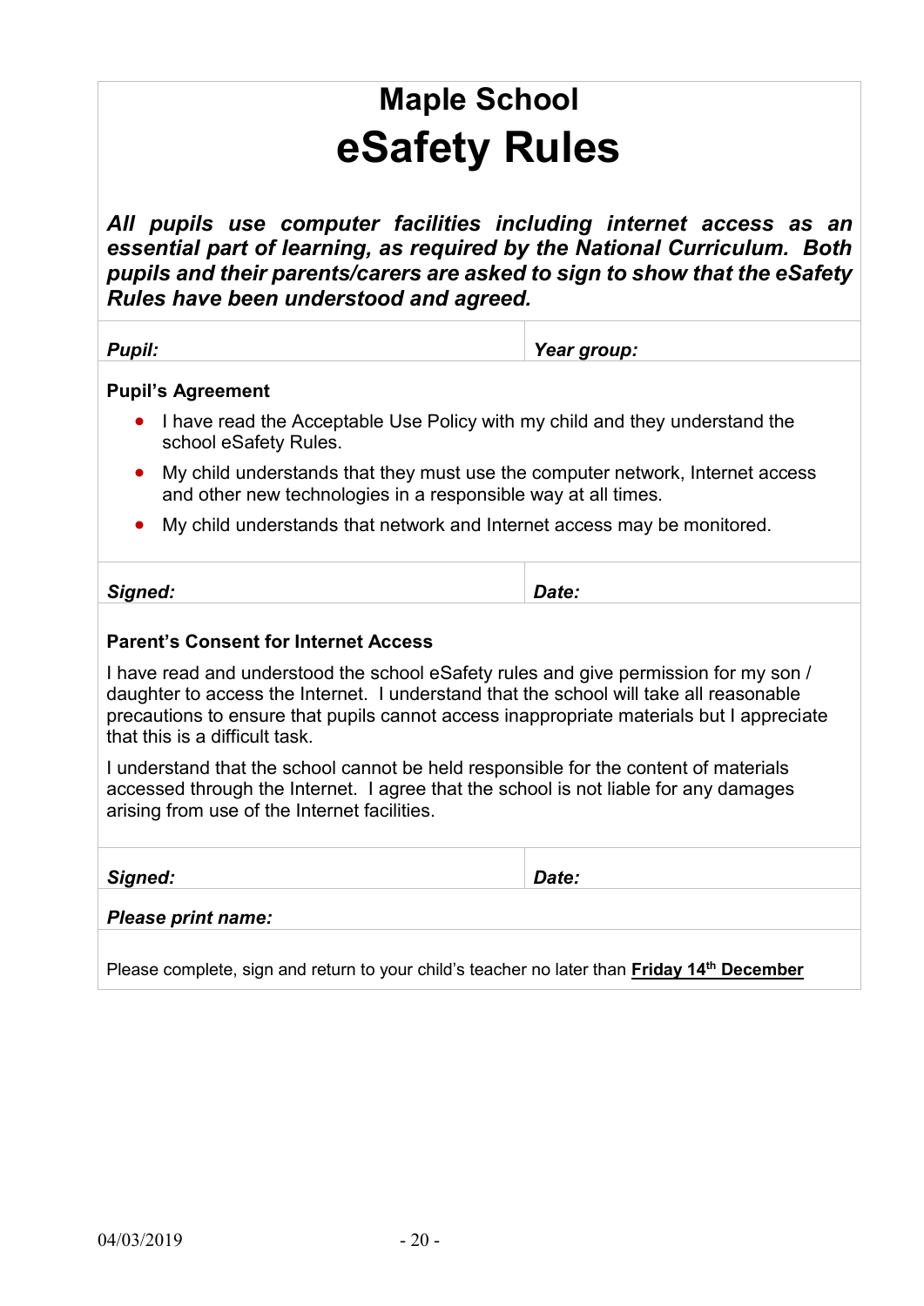# Maple School

# eSafety Rules

***All pupils use computer facilities including internet access as an essential part of learning, as required by the National Curriculum. Both pupils and their parents/carers are asked to sign to show that the eSafety Rules have been understood and agreed.***

| ***Pupil:*** | ***Year group:*** |
|---|---|

**Pupil's Agreement**

- I have read the Acceptable Use Policy with my child and they understand the school eSafety Rules.
- My child understands that they must use the computer network, Internet access and other new technologies in a responsible way at all times.
- My child understands that network and Internet access may be monitored.

| ***Signed:*** | ***Date:*** |
|---|---|

**Parent's Consent for Internet Access**

I have read and understood the school eSafety rules and give permission for my son / daughter to access the Internet. I understand that the school will take all reasonable precautions to ensure that pupils cannot access inappropriate materials but I appreciate that this is a difficult task.

I understand that the school cannot be held responsible for the content of materials accessed through the Internet. I agree that the school is not liable for any damages arising from use of the Internet facilities.

| ***Signed:*** | ***Date:*** |
|---|---|

***Please print name:***

Please complete, sign and return to your child's teacher no later than **Friday 14th December**

04/03/2019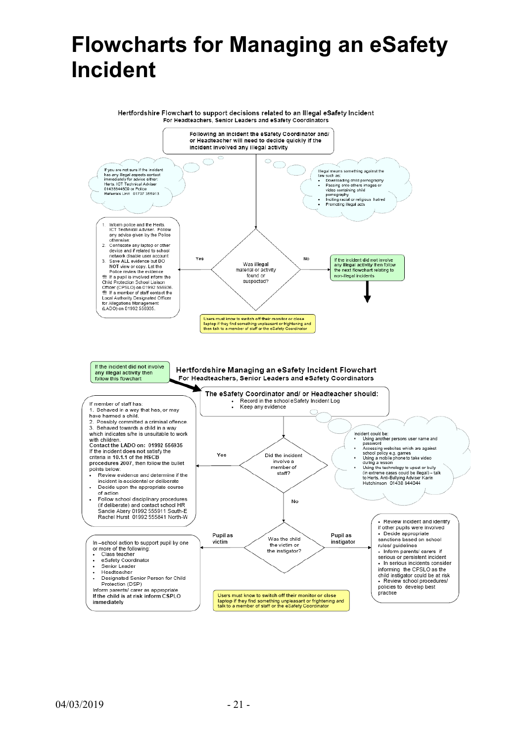# Flowcharts for Managing an eSafety Incident

**Hertfordshire Flowchart to support decisions related to an Illegal eSafety Incident**
**For Headteachers, Senior Leaders and eSafety Coordinators**

**Following an incident the eSafety Coordinator and/ or Headteacher will need to decide quickly if the incident involved any illegal activity**

If you are not sure if the incident has any illegal aspects contact immediately for advice either: Herts. ICT Technical Adviser 01438844809 or Police Referrals Unit 01707 355913

Illegal means something against the law such as:

- Downloading child pornography
- Passing onto others images or video containing child pornography
- Inciting racial or religious hatred
- Promoting illegal acts

**Was illegal material or activity found or suspected?**

**Yes:**

1. Inform police and the Herts. ICT Technical Adviser. Follow any advice given by the Police otherwise:
2. Confiscate any laptop or other device and if related to school network disable user account
3. Save **ALL** evidence but **DO NOT** view or copy. Let the Police review the evidence

☎ If a pupil is involved inform the Child Protection School Liaison Officer (CPSLO) on 01992 555936.
☎ If a member of staff contact the Local Authority Designated Officer for Allegations Management (LADO) on 01992 556935.

**No:**

If the incident did not involve any **illegal activity** then follow the next flowchart relating to non-illegal incidents

Users must know to switch off their monitor or close laptop if they find something unpleasant or frightening and then talk to a member of staff or the eSafety Coordinator

---

If the incident did not involve any **illegal activity** then follow this flowchart

**Hertfordshire Managing an eSafety Incident Flowchart**
**For Headteachers, Senior Leaders and eSafety Coordinators**

**The eSafety Coordinator and/ or Headteacher should:**

- Record in the school eSafety Incident Log
- Keep any evidence

Incident could be:

- Using another persons user name and password
- Accessing websites which are against school policy e.g. games
- Using a mobile phone to take video during a lesson
- Using the technology to upset or bully (in extreme cases could be illegal) – talk to Herts. Anti-Bullying Adviser Karin Hutchinson 01438 844044

**Did the incident involve a member of staff?**

**Yes:**

If member of staff has:
1. Behaved in a way that has, or may have harmed a child.
2. Possibly committed a criminal offence
3. Behaved towards a child in a way which indicates s/he is unsuitable to work with children.

**Contact the LADO on: 01992 556935**
If the incident **does not** satisfy the criteria in **10.1.1** of the **HSCB procedures 2007**, then follow the bullet points below:

- Review evidence and determine if the incident is accidental or deliberate
- Decide upon the appropriate course of action
- Follow school disciplinary procedures (if deliberate) and contact school HR Sandie Abery 01992 555911 South-E Rachel Hurst 01992 555841 North-W

**No:**

**Was the child the victim or the instigator?**

**Pupil as victim:**

In –school action to support pupil by one or more of the following:

- Class teacher
- eSafety Coordinator
- Senior Leader
- Headteacher
- Designated Senior Person for Child Protection (DSP)

Inform parents/ carer as appropriate
**If the child is at risk inform CSPLO immediately**

**Pupil as instigator:**

- Review incident and identify if other pupils were involved
- Decide appropriate sanctions based on school rules/ guidelines
- Inform parents/ carers if serious or persistent incident
- In serious incidents consider informing the CPSLO as the child instigator could be at risk
- Review school procedures/ policies to develop best practice

Users must know to **switch off their monitor or close laptop** if they find something unpleasant or frightening and talk to a member of staff or the eSafety Coordinator

04/03/2019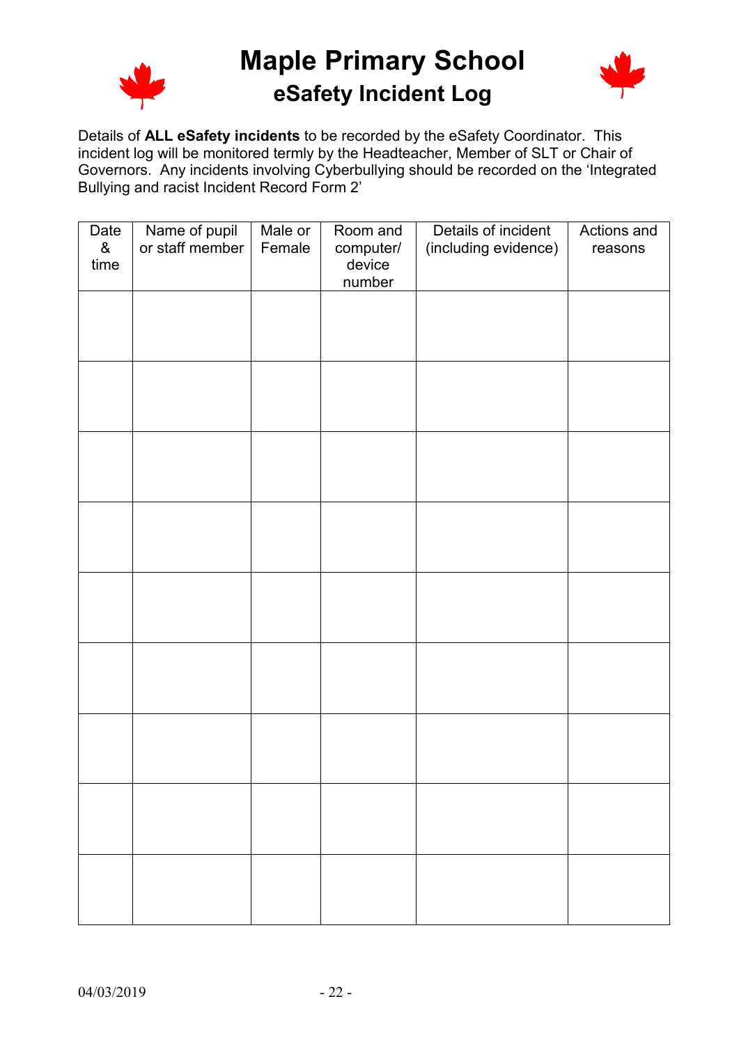# Maple Primary School

## eSafety Incident Log

Details of **ALL eSafety incidents** to be recorded by the eSafety Coordinator. This incident log will be monitored termly by the Headteacher, Member of SLT or Chair of Governors. Any incidents involving Cyberbullying should be recorded on the 'Integrated Bullying and racist Incident Record Form 2'

| Date & time | Name of pupil or staff member | Male or Female | Room and computer/ device number | Details of incident (including evidence) | Actions and reasons |
|---|---|---|---|---|---|
| | | | | | |
| | | | | | |
| | | | | | |
| | | | | | |
| | | | | | |
| | | | | | |
| | | | | | |
| | | | | | |
| | | | | | |

04/03/2019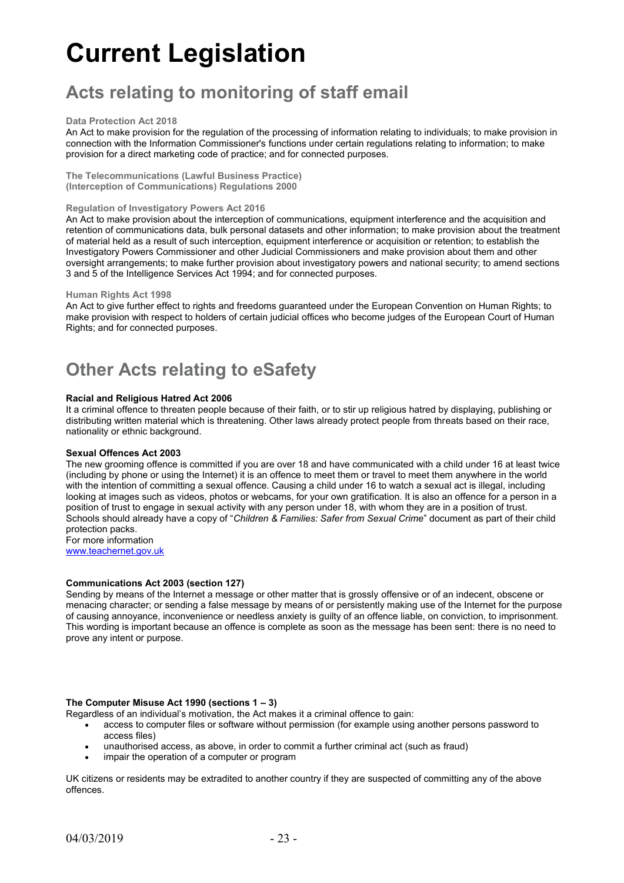# Current Legislation

## Acts relating to monitoring of staff email

#### Data Protection Act 2018

An Act to make provision for the regulation of the processing of information relating to individuals; to make provision in connection with the Information Commissioner's functions under certain regulations relating to information; to make provision for a direct marketing code of practice; and for connected purposes.

#### The Telecommunications (Lawful Business Practice) (Interception of Communications) Regulations 2000

#### Regulation of Investigatory Powers Act 2016

An Act to make provision about the interception of communications, equipment interference and the acquisition and retention of communications data, bulk personal datasets and other information; to make provision about the treatment of material held as a result of such interception, equipment interference or acquisition or retention; to establish the Investigatory Powers Commissioner and other Judicial Commissioners and make provision about them and other oversight arrangements; to make further provision about investigatory powers and national security; to amend sections 3 and 5 of the Intelligence Services Act 1994; and for connected purposes.

#### Human Rights Act 1998

An Act to give further effect to rights and freedoms guaranteed under the European Convention on Human Rights; to make provision with respect to holders of certain judicial offices who become judges of the European Court of Human Rights; and for connected purposes.

## Other Acts relating to eSafety

**Racial and Religious Hatred Act 2006**

It a criminal offence to threaten people because of their faith, or to stir up religious hatred by displaying, publishing or distributing written material which is threatening. Other laws already protect people from threats based on their race, nationality or ethnic background.

**Sexual Offences Act 2003**

The new grooming offence is committed if you are over 18 and have communicated with a child under 16 at least twice (including by phone or using the Internet) it is an offence to meet them or travel to meet them anywhere in the world with the intention of committing a sexual offence. Causing a child under 16 to watch a sexual act is illegal, including looking at images such as videos, photos or webcams, for your own gratification. It is also an offence for a person in a position of trust to engage in sexual activity with any person under 18, with whom they are in a position of trust. Schools should already have a copy of "*Children & Families: Safer from Sexual Crime*" document as part of their child protection packs.
For more information
www.teachernet.gov.uk

**Communications Act 2003 (section 127)**

Sending by means of the Internet a message or other matter that is grossly offensive or of an indecent, obscene or menacing character; or sending a false message by means of or persistently making use of the Internet for the purpose of causing annoyance, inconvenience or needless anxiety is guilty of an offence liable, on conviction, to imprisonment. This wording is important because an offence is complete as soon as the message has been sent: there is no need to prove any intent or purpose.

**The Computer Misuse Act 1990 (sections 1 – 3)**

Regardless of an individual's motivation, the Act makes it a criminal offence to gain:

- access to computer files or software without permission (for example using another persons password to access files)
- unauthorised access, as above, in order to commit a further criminal act (such as fraud)
- impair the operation of a computer or program

UK citizens or residents may be extradited to another country if they are suspected of committing any of the above offences.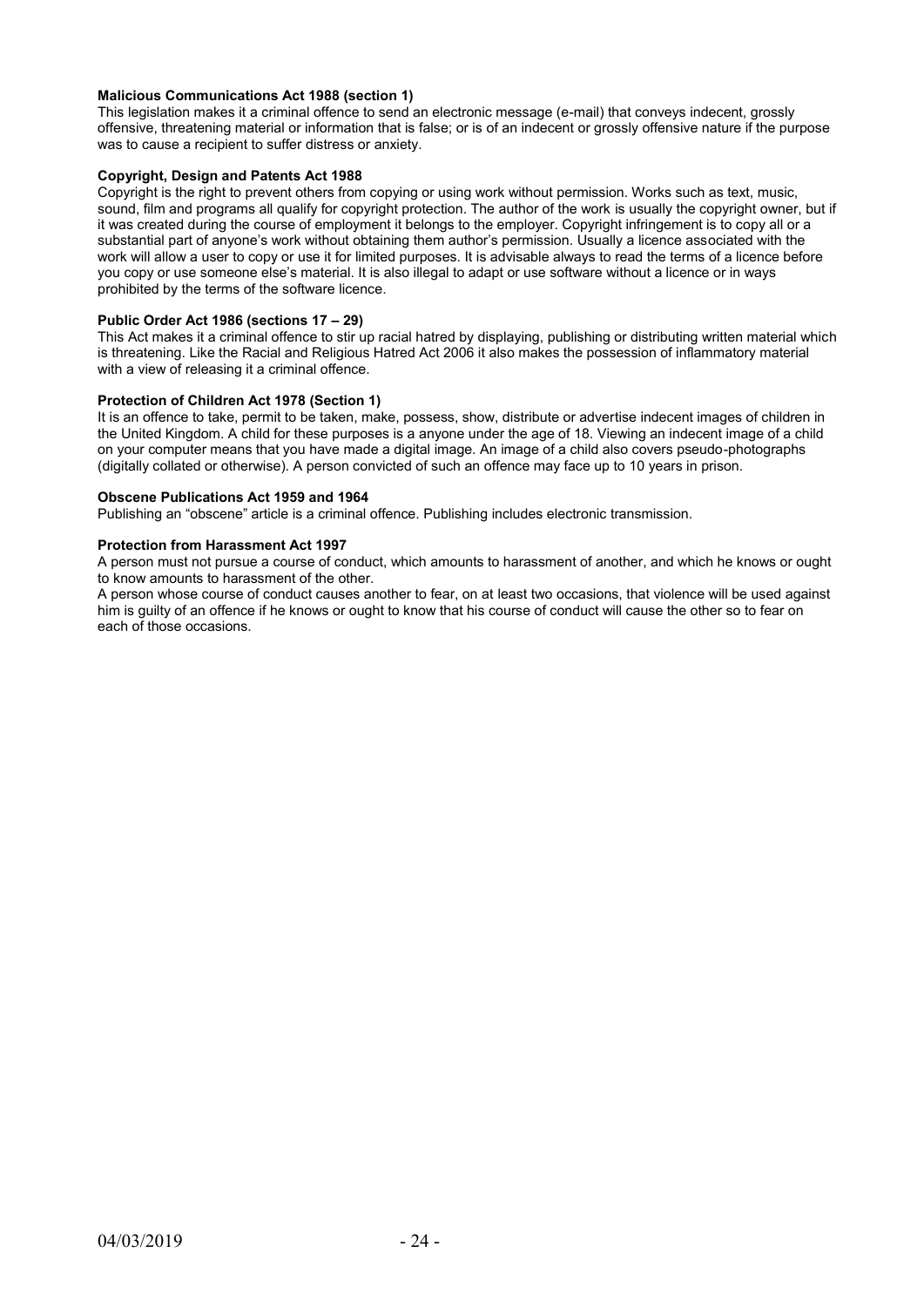**Malicious Communications Act 1988 (section 1)**

This legislation makes it a criminal offence to send an electronic message (e-mail) that conveys indecent, grossly offensive, threatening material or information that is false; or is of an indecent or grossly offensive nature if the purpose was to cause a recipient to suffer distress or anxiety.

**Copyright, Design and Patents Act 1988**

Copyright is the right to prevent others from copying or using work without permission. Works such as text, music, sound, film and programs all qualify for copyright protection. The author of the work is usually the copyright owner, but if it was created during the course of employment it belongs to the employer. Copyright infringement is to copy all or a substantial part of anyone's work without obtaining them author's permission. Usually a licence associated with the work will allow a user to copy or use it for limited purposes. It is advisable always to read the terms of a licence before you copy or use someone else's material. It is also illegal to adapt or use software without a licence or in ways prohibited by the terms of the software licence.

**Public Order Act 1986 (sections 17 – 29)**

This Act makes it a criminal offence to stir up racial hatred by displaying, publishing or distributing written material which is threatening. Like the Racial and Religious Hatred Act 2006 it also makes the possession of inflammatory material with a view of releasing it a criminal offence.

**Protection of Children Act 1978 (Section 1)**

It is an offence to take, permit to be taken, make, possess, show, distribute or advertise indecent images of children in the United Kingdom. A child for these purposes is a anyone under the age of 18. Viewing an indecent image of a child on your computer means that you have made a digital image. An image of a child also covers pseudo-photographs (digitally collated or otherwise). A person convicted of such an offence may face up to 10 years in prison.

**Obscene Publications Act 1959 and 1964**

Publishing an "obscene" article is a criminal offence. Publishing includes electronic transmission.

**Protection from Harassment Act 1997**

A person must not pursue a course of conduct, which amounts to harassment of another, and which he knows or ought to know amounts to harassment of the other.

A person whose course of conduct causes another to fear, on at least two occasions, that violence will be used against him is guilty of an offence if he knows or ought to know that his course of conduct will cause the other so to fear on each of those occasions.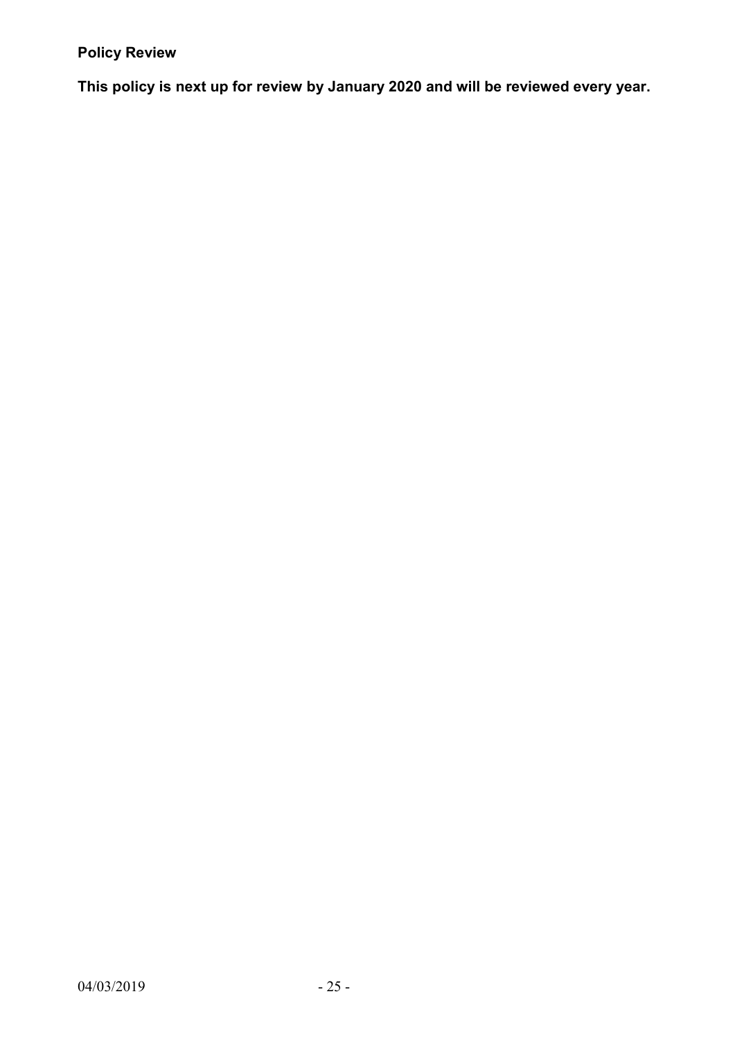## Policy Review

**This policy is next up for review by January 2020 and will be reviewed every year.**